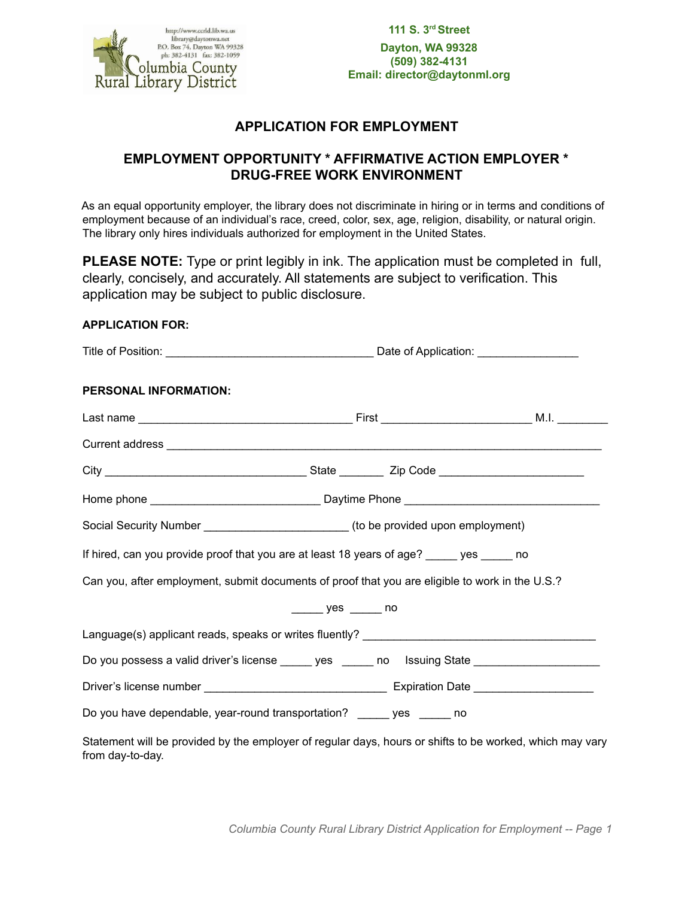http://www.ccrld.lib.wa.us
library@daytonwa.net
P.O. Box 74, Dayton WA 99328
ph: 382-4131 fax: 382-1059
Columbia County Rural Library District

**111 S. 3rd Street**
**Dayton, WA 99328**
**(509) 382-4131**
**Email: director@daytonml.org**

## APPLICATION FOR EMPLOYMENT

## EMPLOYMENT OPPORTUNITY * AFFIRMATIVE ACTION EMPLOYER * DRUG-FREE WORK ENVIRONMENT

As an equal opportunity employer, the library does not discriminate in hiring or in terms and conditions of employment because of an individual's race, creed, color, sex, age, religion, disability, or natural origin. The library only hires individuals authorized for employment in the United States.

**PLEASE NOTE:** Type or print legibly in ink. The application must be completed in full, clearly, concisely, and accurately. All statements are subject to verification. This application may be subject to public disclosure.

**APPLICATION FOR:**

Title of Position: ________________________________ Date of Application: _______________

**PERSONAL INFORMATION:**

Last name _________________________________ First _______________________ M.I. ________

Current address ____________________________________________________________________

City _______________________________ State _______ Zip Code ______________________

Home phone __________________________ Daytime Phone ______________________________

Social Security Number ______________________ (to be provided upon employment)

If hired, can you provide proof that you are at least 18 years of age? _____ yes _____ no

Can you, after employment, submit documents of proof that you are eligible to work in the U.S.?

_____ yes _____ no

Language(s) applicant reads, speaks or writes fluently? ____________________________________

Do you possess a valid driver's license _____ yes _____ no Issuing State ___________________

Driver's license number ____________________________ Expiration Date __________________

Do you have dependable, year-round transportation? _____ yes _____ no

Statement will be provided by the employer of regular days, hours or shifts to be worked, which may vary from day-to-day.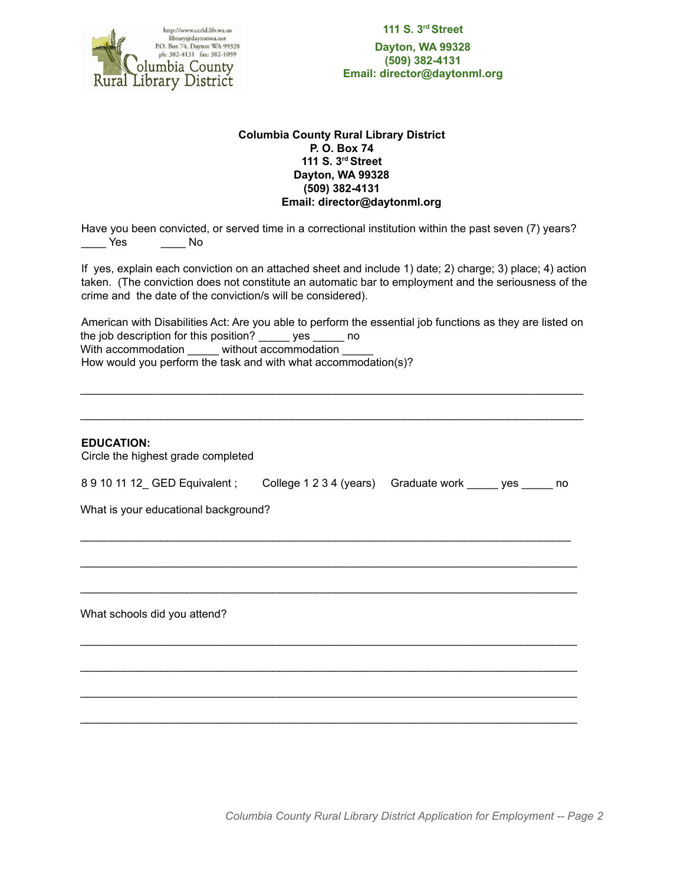111 S. 3rd Street
Dayton, WA 99328
(509) 382-4131
Email: director@daytonml.org

**Columbia County Rural Library District**
**P. O. Box 74**
**111 S. 3rd Street**
**Dayton, WA 99328**
**(509) 382-4131**
**Email: director@daytonml.org**

Have you been convicted, or served time in a correctional institution within the past seven (7) years?
____ Yes ____ No

If yes, explain each conviction on an attached sheet and include 1) date; 2) charge; 3) place; 4) action taken. (The conviction does not constitute an automatic bar to employment and the seriousness of the crime and the date of the conviction/s will be considered).

American with Disabilities Act: Are you able to perform the essential job functions as they are listed on the job description for this position? _____ yes _____ no
With accommodation _____ without accommodation _____
How would you perform the task and with what accommodation(s)?

_______________________________________________________________________________

_______________________________________________________________________________

**EDUCATION:**
Circle the highest grade completed

8 9 10 11 12_ GED Equivalent ; College 1 2 3 4 (years) Graduate work _____ yes _____ no

What is your educational background?

_______________________________________________________________________________

_______________________________________________________________________________

_______________________________________________________________________________

What schools did you attend?

_______________________________________________________________________________

_______________________________________________________________________________

_______________________________________________________________________________

_______________________________________________________________________________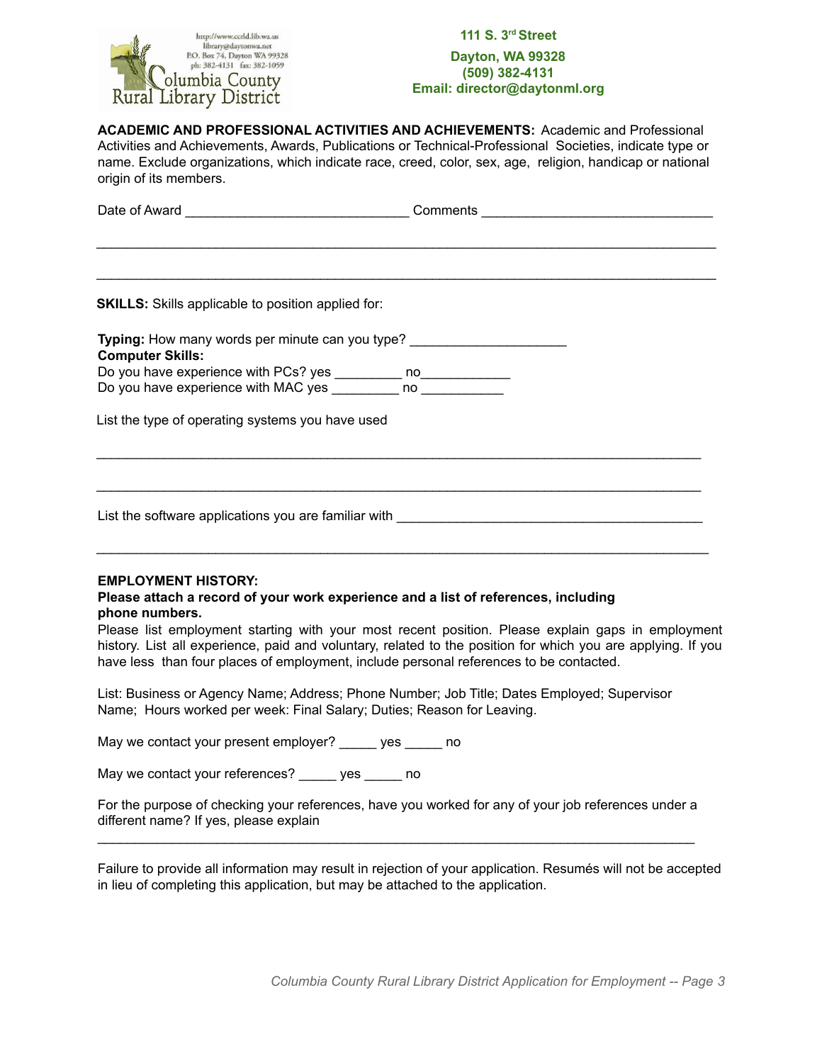111 S. 3rd Street
Dayton, WA 99328
(509) 382-4131
Email: director@daytonml.org

http://www.ccrld.lib.wa.us
library@daytonwa.net
P.O. Box 74, Dayton WA 99328
ph: 382-4131 fax: 382-1059
Columbia County Rural Library District

**ACADEMIC AND PROFESSIONAL ACTIVITIES AND ACHIEVEMENTS:** Academic and Professional Activities and Achievements, Awards, Publications or Technical-Professional Societies, indicate type or name. Exclude organizations, which indicate race, creed, color, sex, age, religion, handicap or national origin of its members.

Date of Award ______________________________ Comments ______________________________

_____________________________________________________________________________________

_____________________________________________________________________________________

**SKILLS:** Skills applicable to position applied for:

**Typing:** How many words per minute can you type? ____________________

**Computer Skills:**

Do you have experience with PCs? yes _________ no____________

Do you have experience with MAC yes _________ no ___________

List the type of operating systems you have used

_____________________________________________________________________________________

_____________________________________________________________________________________

List the software applications you are familiar with ________________________________________

_____________________________________________________________________________________

**EMPLOYMENT HISTORY:**

**Please attach a record of your work experience and a list of references, including phone numbers.**

Please list employment starting with your most recent position. Please explain gaps in employment history. List all experience, paid and voluntary, related to the position for which you are applying. If you have less than four places of employment, include personal references to be contacted.

List: Business or Agency Name; Address; Phone Number; Job Title; Dates Employed; Supervisor Name; Hours worked per week: Final Salary; Duties; Reason for Leaving.

May we contact your present employer? _____ yes _____ no

May we contact your references? _____ yes _____ no

For the purpose of checking your references, have you worked for any of your job references under a different name? If yes, please explain

_____________________________________________________________________________________

Failure to provide all information may result in rejection of your application. Resumés will not be accepted in lieu of completing this application, but may be attached to the application.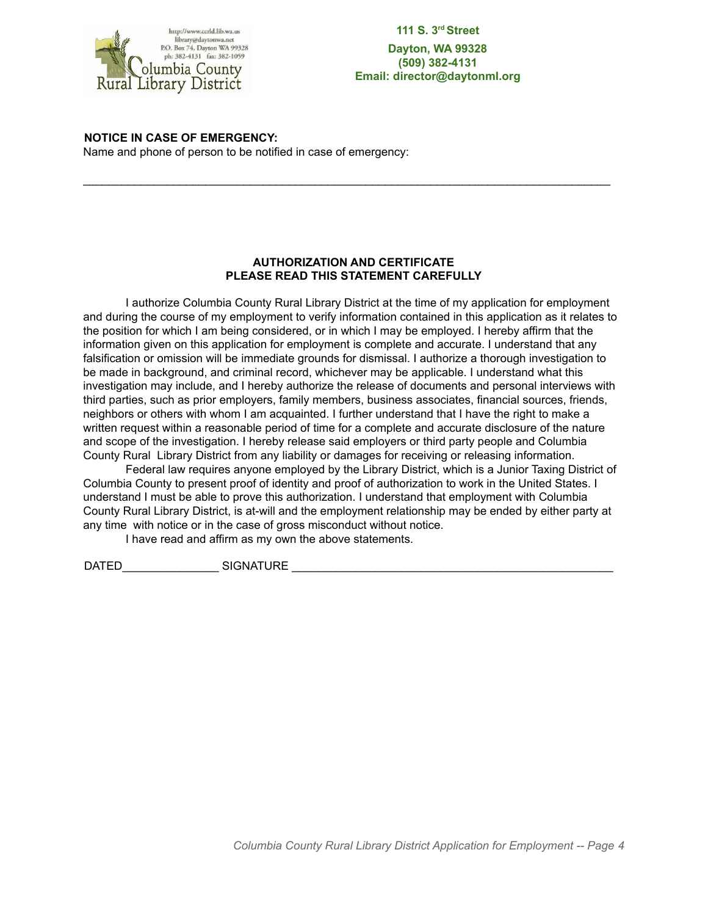**111 S. 3rd Street**
**Dayton, WA 99328**
**(509) 382-4131**
**Email: director@daytonml.org**

**NOTICE IN CASE OF EMERGENCY:**
Name and phone of person to be notified in case of emergency:

_______________________________________________________________________________

**AUTHORIZATION AND CERTIFICATE**
**PLEASE READ THIS STATEMENT CAREFULLY**

I authorize Columbia County Rural Library District at the time of my application for employment and during the course of my employment to verify information contained in this application as it relates to the position for which I am being considered, or in which I may be employed. I hereby affirm that the information given on this application for employment is complete and accurate. I understand that any falsification or omission will be immediate grounds for dismissal. I authorize a thorough investigation to be made in background, and criminal record, whichever may be applicable. I understand what this investigation may include, and I hereby authorize the release of documents and personal interviews with third parties, such as prior employers, family members, business associates, financial sources, friends, neighbors or others with whom I am acquainted. I further understand that I have the right to make a written request within a reasonable period of time for a complete and accurate disclosure of the nature and scope of the investigation. I hereby release said employers or third party people and Columbia County Rural Library District from any liability or damages for receiving or releasing information.

Federal law requires anyone employed by the Library District, which is a Junior Taxing District of Columbia County to present proof of identity and proof of authorization to work in the United States. I understand I must be able to prove this authorization. I understand that employment with Columbia County Rural Library District, is at-will and the employment relationship may be ended by either party at any time with notice or in the case of gross misconduct without notice.

I have read and affirm as my own the above statements.

DATED_______________ SIGNATURE _______________________________________________